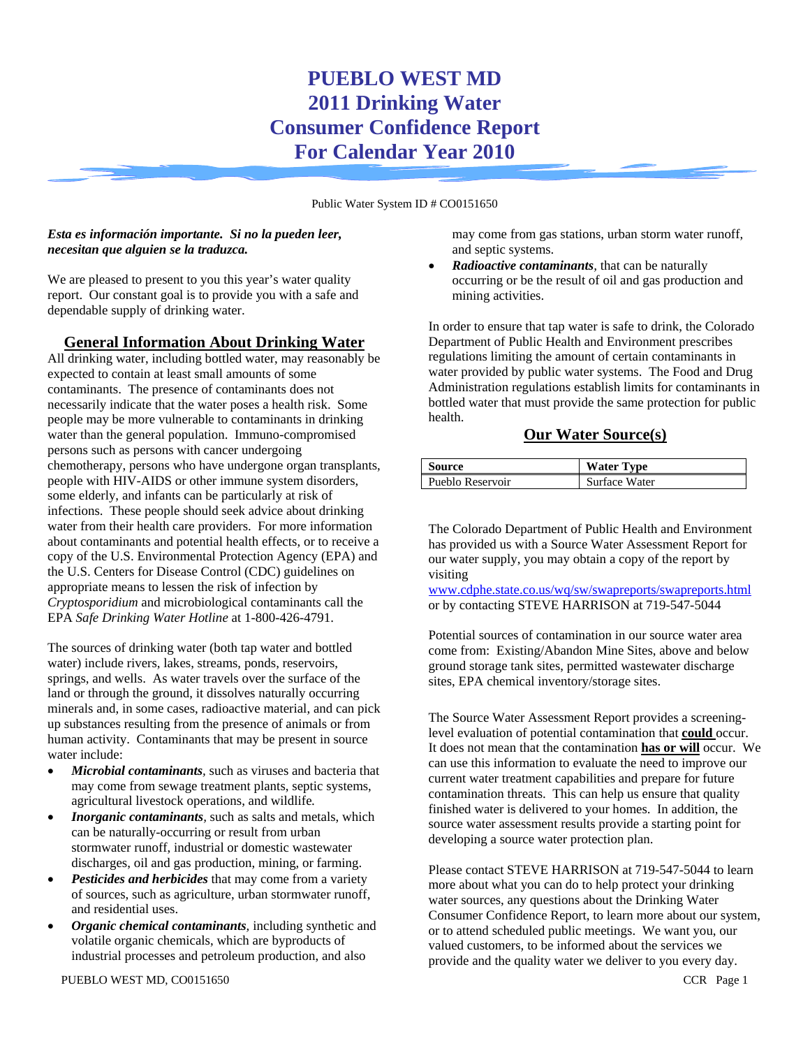# PUEBLO WEST MD
# 2011 Drinking Water
# Consumer Confidence Report
# For Calendar Year 2010

Public Water System ID # CO0151650

***Esta es información importante. Si no la pueden leer, necesitan que alguien se la traduzca.***

We are pleased to present to you this year's water quality report. Our constant goal is to provide you with a safe and dependable supply of drinking water.

## General Information About Drinking Water

All drinking water, including bottled water, may reasonably be expected to contain at least small amounts of some contaminants. The presence of contaminants does not necessarily indicate that the water poses a health risk. Some people may be more vulnerable to contaminants in drinking water than the general population. Immuno-compromised persons such as persons with cancer undergoing chemotherapy, persons who have undergone organ transplants, people with HIV-AIDS or other immune system disorders, some elderly, and infants can be particularly at risk of infections. These people should seek advice about drinking water from their health care providers. For more information about contaminants and potential health effects, or to receive a copy of the U.S. Environmental Protection Agency (EPA) and the U.S. Centers for Disease Control (CDC) guidelines on appropriate means to lessen the risk of infection by *Cryptosporidium* and microbiological contaminants call the EPA *Safe Drinking Water Hotline* at 1-800-426-4791.

The sources of drinking water (both tap water and bottled water) include rivers, lakes, streams, ponds, reservoirs, springs, and wells. As water travels over the surface of the land or through the ground, it dissolves naturally occurring minerals and, in some cases, radioactive material, and can pick up substances resulting from the presence of animals or from human activity. Contaminants that may be present in source water include:

- ***Microbial contaminants****,* such as viruses and bacteria that may come from sewage treatment plants, septic systems, agricultural livestock operations, and wildlife*.*
- ***Inorganic contaminants****,* such as salts and metals, which can be naturally-occurring or result from urban stormwater runoff, industrial or domestic wastewater discharges, oil and gas production, mining, or farming.
- ***Pesticides and herbicides*** that may come from a variety of sources, such as agriculture, urban stormwater runoff, and residential uses.
- ***Organic chemical contaminants****,* including synthetic and volatile organic chemicals, which are byproducts of industrial processes and petroleum production, and also may come from gas stations, urban storm water runoff, and septic systems.
- ***Radioactive contaminants****,* that can be naturally occurring or be the result of oil and gas production and mining activities.

In order to ensure that tap water is safe to drink, the Colorado Department of Public Health and Environment prescribes regulations limiting the amount of certain contaminants in water provided by public water systems. The Food and Drug Administration regulations establish limits for contaminants in bottled water that must provide the same protection for public health.

## Our Water Source(s)

| Source | Water Type |
|---|---|
| Pueblo Reservoir | Surface Water |

The Colorado Department of Public Health and Environment has provided us with a Source Water Assessment Report for our water supply, you may obtain a copy of the report by visiting www.cdphe.state.co.us/wq/sw/swapreports/swapreports.html or by contacting STEVE HARRISON at 719-547-5044

Potential sources of contamination in our source water area come from: Existing/Abandon Mine Sites, above and below ground storage tank sites, permitted wastewater discharge sites, EPA chemical inventory/storage sites.

The Source Water Assessment Report provides a screening-level evaluation of potential contamination that **could** occur. It does not mean that the contamination **has or will** occur. We can use this information to evaluate the need to improve our current water treatment capabilities and prepare for future contamination threats. This can help us ensure that quality finished water is delivered to your homes. In addition, the source water assessment results provide a starting point for developing a source water protection plan.

Please contact STEVE HARRISON at 719-547-5044 to learn more about what you can do to help protect your drinking water sources, any questions about the Drinking Water Consumer Confidence Report, to learn more about our system, or to attend scheduled public meetings. We want you, our valued customers, to be informed about the services we provide and the quality water we deliver to you every day.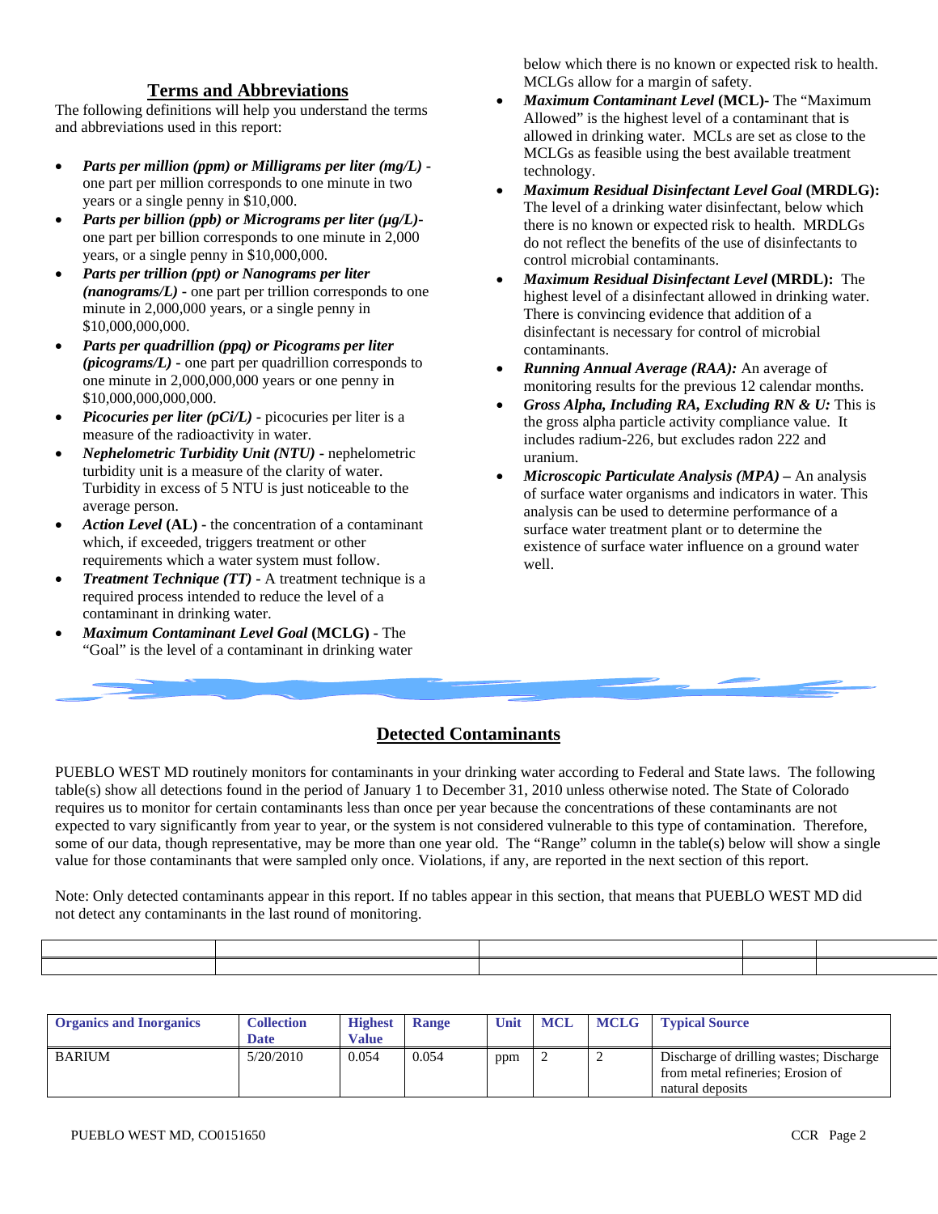## Terms and Abbreviations

The following definitions will help you understand the terms and abbreviations used in this report:

- ***Parts per million (ppm) or Milligrams per liter (mg/L)*** - one part per million corresponds to one minute in two years or a single penny in $10,000.
- ***Parts per billion (ppb) or Micrograms per liter (μg/L)***- one part per billion corresponds to one minute in 2,000 years, or a single penny in $10,000,000.
- ***Parts per trillion (ppt) or Nanograms per liter (nanograms/L)*** - one part per trillion corresponds to one minute in 2,000,000 years, or a single penny in $10,000,000,000.
- ***Parts per quadrillion (ppq) or Picograms per liter (picograms/L)*** - one part per quadrillion corresponds to one minute in 2,000,000,000 years or one penny in $10,000,000,000,000.
- ***Picocuries per liter (pCi/L)*** - picocuries per liter is a measure of the radioactivity in water.
- ***Nephelometric Turbidity Unit (NTU)*** - nephelometric turbidity unit is a measure of the clarity of water. Turbidity in excess of 5 NTU is just noticeable to the average person.
- ***Action Level* (AL)** - the concentration of a contaminant which, if exceeded, triggers treatment or other requirements which a water system must follow.
- ***Treatment Technique (TT)*** - A treatment technique is a required process intended to reduce the level of a contaminant in drinking water.
- ***Maximum Contaminant Level Goal* (MCLG)** - The "Goal" is the level of a contaminant in drinking water below which there is no known or expected risk to health. MCLGs allow for a margin of safety.
- ***Maximum Contaminant Level* (MCL)-** The "Maximum Allowed" is the highest level of a contaminant that is allowed in drinking water. MCLs are set as close to the MCLGs as feasible using the best available treatment technology.
- ***Maximum Residual Disinfectant Level Goal* (MRDLG):** The level of a drinking water disinfectant, below which there is no known or expected risk to health. MRDLGs do not reflect the benefits of the use of disinfectants to control microbial contaminants.
- ***Maximum Residual Disinfectant Level* (MRDL):** The highest level of a disinfectant allowed in drinking water. There is convincing evidence that addition of a disinfectant is necessary for control of microbial contaminants.
- ***Running Annual Average (RAA):*** An average of monitoring results for the previous 12 calendar months.
- ***Gross Alpha, Including RA, Excluding RN & U:*** This is the gross alpha particle activity compliance value. It includes radium-226, but excludes radon 222 and uranium.
- ***Microscopic Particulate Analysis (MPA) –*** An analysis of surface water organisms and indicators in water. This analysis can be used to determine performance of a surface water treatment plant or to determine the existence of surface water influence on a ground water well.

## Detected Contaminants

PUEBLO WEST MD routinely monitors for contaminants in your drinking water according to Federal and State laws. The following table(s) show all detections found in the period of January 1 to December 31, 2010 unless otherwise noted. The State of Colorado requires us to monitor for certain contaminants less than once per year because the concentrations of these contaminants are not expected to vary significantly from year to year, or the system is not considered vulnerable to this type of contamination. Therefore, some of our data, though representative, may be more than one year old. The "Range" column in the table(s) below will show a single value for those contaminants that were sampled only once. Violations, if any, are reported in the next section of this report.

Note: Only detected contaminants appear in this report. If no tables appear in this section, that means that PUEBLO WEST MD did not detect any contaminants in the last round of monitoring.

| Organics and Inorganics | Collection Date | Highest Value | Range | Unit | MCL | MCLG | Typical Source |
|---|---|---|---|---|---|---|---|
| BARIUM | 5/20/2010 | 0.054 | 0.054 | ppm | 2 | 2 | Discharge of drilling wastes; Discharge from metal refineries; Erosion of natural deposits |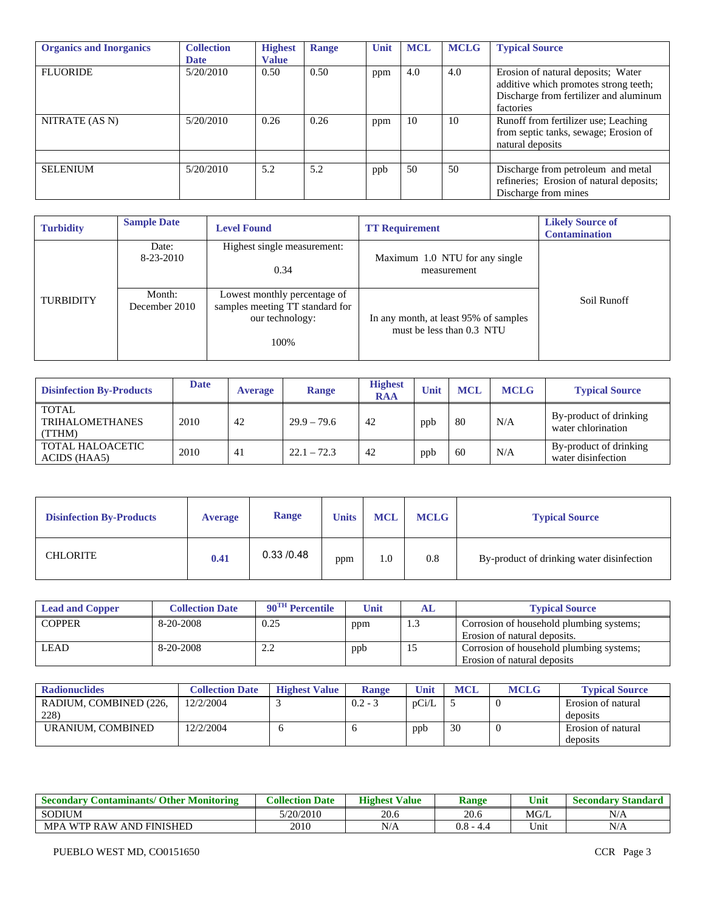| Organics and Inorganics | Collection Date | Highest Value | Range | Unit | MCL | MCLG | Typical Source |
|---|---|---|---|---|---|---|---|
| FLUORIDE | 5/20/2010 | 0.50 | 0.50 | ppm | 4.0 | 4.0 | Erosion of natural deposits; Water additive which promotes strong teeth; Discharge from fertilizer and aluminum factories |
| NITRATE (AS N) | 5/20/2010 | 0.26 | 0.26 | ppm | 10 | 10 | Runoff from fertilizer use; Leaching from septic tanks, sewage; Erosion of natural deposits |
| | | | | | | | |
| SELENIUM | 5/20/2010 | 5.2 | 5.2 | ppb | 50 | 50 | Discharge from petroleum and metal refineries; Erosion of natural deposits; Discharge from mines |

| Turbidity | Sample Date | Level Found | TT Requirement | Likely Source of Contamination |
|---|---|---|---|---|
| TURBIDITY | Date: 8-23-2010 | Highest single measurement: 0.34 | Maximum 1.0 NTU for any single measurement | Soil Runoff |
| | Month: December 2010 | Lowest monthly percentage of samples meeting TT standard for our technology: 100% | In any month, at least 95% of samples must be less than 0.3 NTU | |

| Disinfection By-Products | Date | Average | Range | Highest RAA | Unit | MCL | MCLG | Typical Source |
|---|---|---|---|---|---|---|---|---|
| TOTAL TRIHALOMETHANES (TTHM) | 2010 | 42 | 29.9 – 79.6 | 42 | ppb | 80 | N/A | By-product of drinking water chlorination |
| TOTAL HALOACETIC ACIDS (HAA5) | 2010 | 41 | 22.1 – 72.3 | 42 | ppb | 60 | N/A | By-product of drinking water disinfection |

| Disinfection By-Products | Average | Range | Units | MCL | MCLG | Typical Source |
|---|---|---|---|---|---|---|
| CHLORITE | **0.41** | 0.33 /0.48 | ppm | 1.0 | 0.8 | By-product of drinking water disinfection |

| Lead and Copper | Collection Date | 90[TH] Percentile | Unit | AL | Typical Source |
|---|---|---|---|---|---|
| COPPER | 8-20-2008 | 0.25 | ppm | 1.3 | Corrosion of household plumbing systems; Erosion of natural deposits. |
| LEAD | 8-20-2008 | 2.2 | ppb | 15 | Corrosion of household plumbing systems; Erosion of natural deposits |

| Radionuclides | Collection Date | Highest Value | Range | Unit | MCL | MCLG | Typical Source |
|---|---|---|---|---|---|---|---|
| RADIUM, COMBINED (226, 228) | 12/2/2004 | 3 | 0.2 - 3 | pCi/L | 5 | 0 | Erosion of natural deposits |
| URANIUM, COMBINED | 12/2/2004 | 6 | 6 | ppb | 30 | 0 | Erosion of natural deposits |

| Secondary Contaminants/ Other Monitoring | Collection Date | Highest Value | Range | Unit | Secondary Standard |
|---|---|---|---|---|---|
| SODIUM | 5/20/2010 | 20.6 | 20.6 | MG/L | N/A |
| MPA WTP RAW AND FINISHED | 2010 | N/A | 0.8 - 4.4 | Unit | N/A |

PUEBLO WEST MD, CO0151650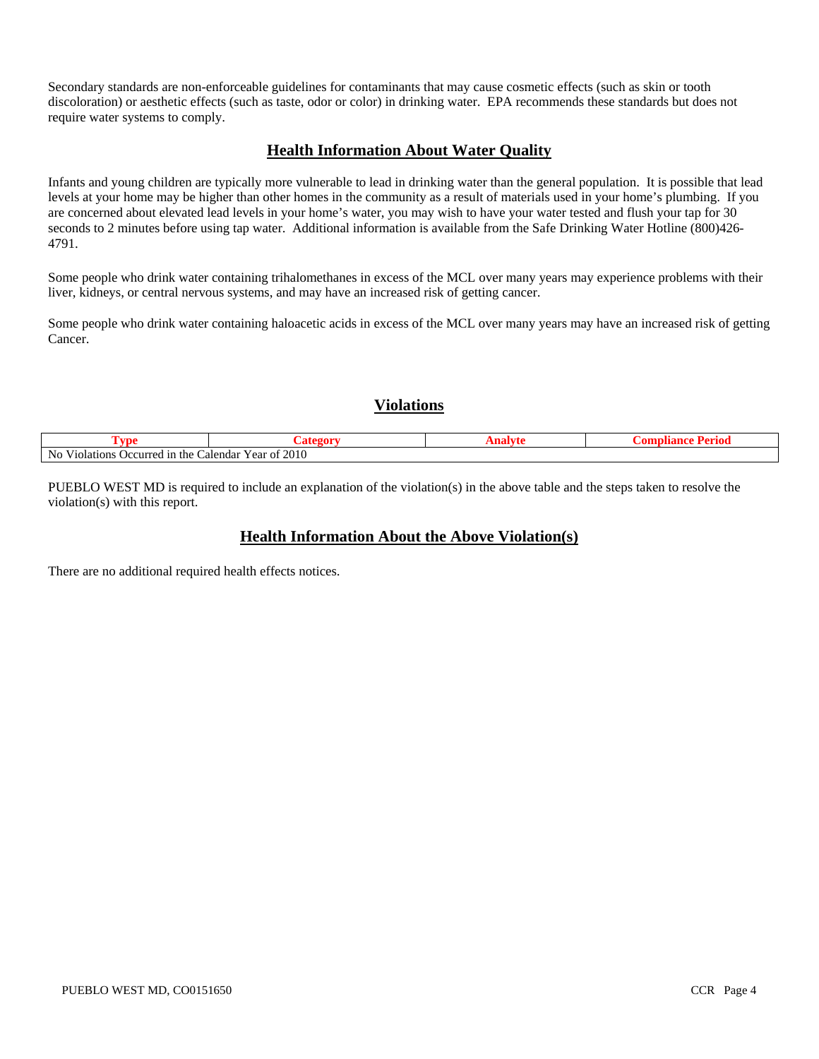Secondary standards are non-enforceable guidelines for contaminants that may cause cosmetic effects (such as skin or tooth discoloration) or aesthetic effects (such as taste, odor or color) in drinking water. EPA recommends these standards but does not require water systems to comply.

## Health Information About Water Quality

Infants and young children are typically more vulnerable to lead in drinking water than the general population. It is possible that lead levels at your home may be higher than other homes in the community as a result of materials used in your home's plumbing. If you are concerned about elevated lead levels in your home's water, you may wish to have your water tested and flush your tap for 30 seconds to 2 minutes before using tap water. Additional information is available from the Safe Drinking Water Hotline (800)426-4791.

Some people who drink water containing trihalomethanes in excess of the MCL over many years may experience problems with their liver, kidneys, or central nervous systems, and may have an increased risk of getting cancer.

Some people who drink water containing haloacetic acids in excess of the MCL over many years may have an increased risk of getting Cancer.

## Violations

| Type | Category | Analyte | Compliance Period |
|---|---|---|---|
| No Violations Occurred in the Calendar Year of 2010 | | | |

PUEBLO WEST MD is required to include an explanation of the violation(s) in the above table and the steps taken to resolve the violation(s) with this report.

## Health Information About the Above Violation(s)

There are no additional required health effects notices.